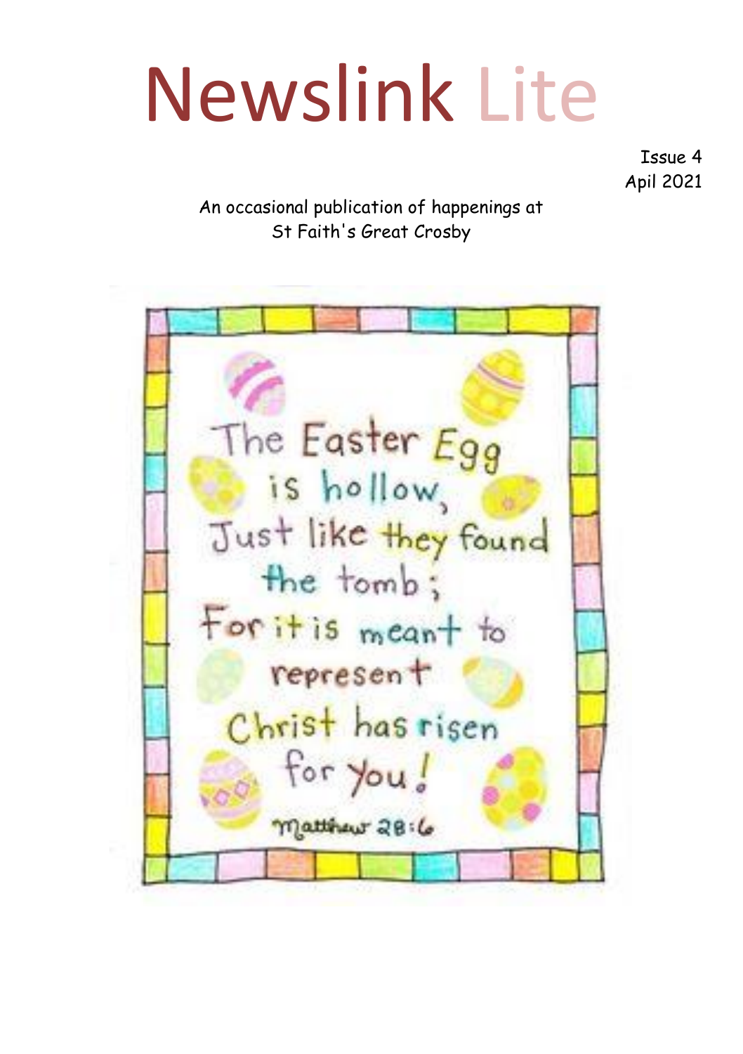# Newslink Lite

Issue 4
April 2021

An occasional publication of happenings at
St Faith's Great Crosby

The Easter Egg
is hollow,
Just like they found
the tomb;
For it is meant to
represent
Christ has risen
for you!

Matthew 28:6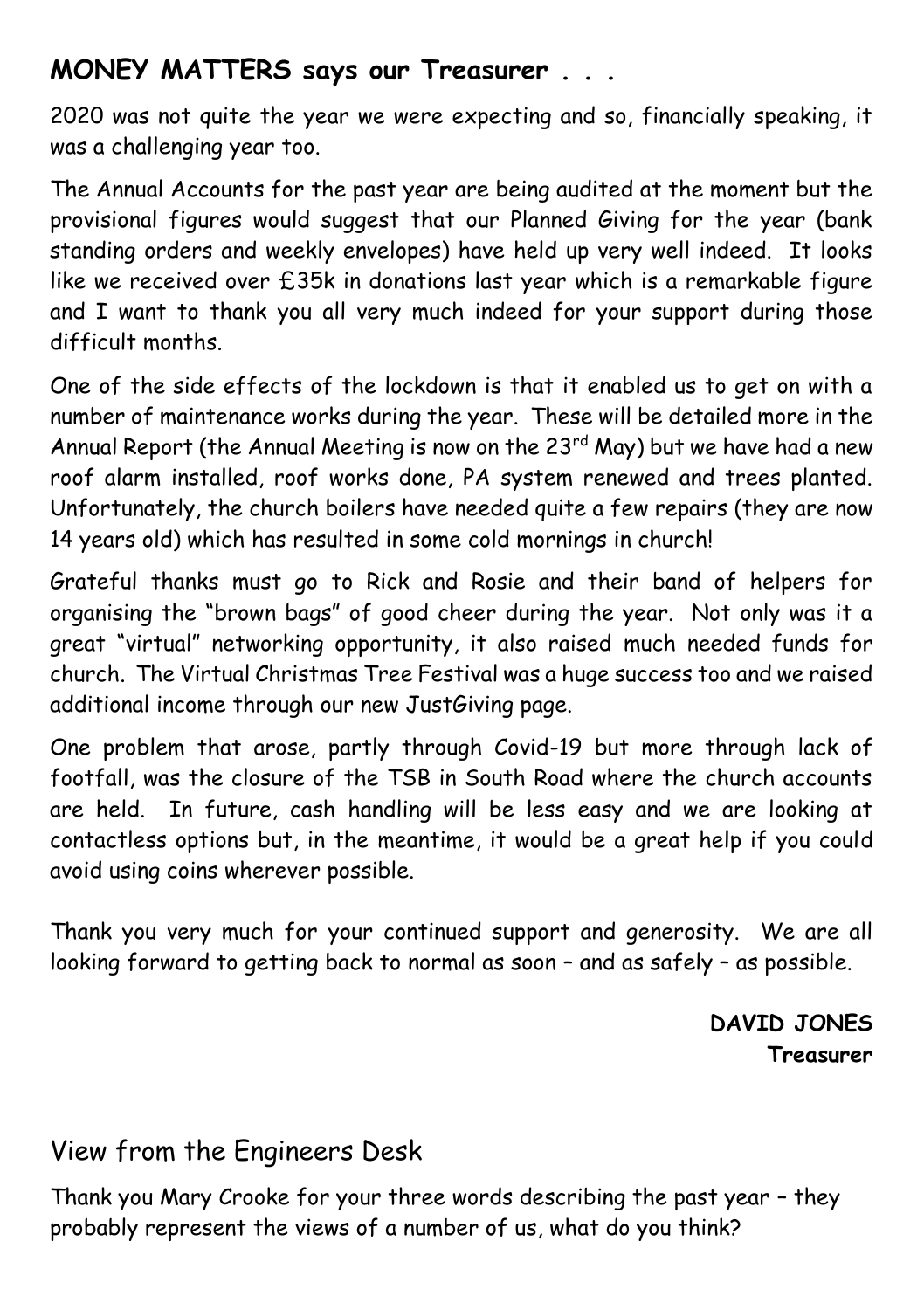## MONEY MATTERS says our Treasurer . . .

2020 was not quite the year we were expecting and so, financially speaking, it was a challenging year too.

The Annual Accounts for the past year are being audited at the moment but the provisional figures would suggest that our Planned Giving for the year (bank standing orders and weekly envelopes) have held up very well indeed. It looks like we received over £35k in donations last year which is a remarkable figure and I want to thank you all very much indeed for your support during those difficult months.

One of the side effects of the lockdown is that it enabled us to get on with a number of maintenance works during the year. These will be detailed more in the Annual Report (the Annual Meeting is now on the 23rd May) but we have had a new roof alarm installed, roof works done, PA system renewed and trees planted. Unfortunately, the church boilers have needed quite a few repairs (they are now 14 years old) which has resulted in some cold mornings in church!

Grateful thanks must go to Rick and Rosie and their band of helpers for organising the "brown bags" of good cheer during the year. Not only was it a great "virtual" networking opportunity, it also raised much needed funds for church. The Virtual Christmas Tree Festival was a huge success too and we raised additional income through our new JustGiving page.

One problem that arose, partly through Covid-19 but more through lack of footfall, was the closure of the TSB in South Road where the church accounts are held. In future, cash handling will be less easy and we are looking at contactless options but, in the meantime, it would be a great help if you could avoid using coins wherever possible.

Thank you very much for your continued support and generosity. We are all looking forward to getting back to normal as soon – and as safely – as possible.

**DAVID JONES**
**Treasurer**

## View from the Engineers Desk

Thank you Mary Crooke for your three words describing the past year – they probably represent the views of a number of us, what do you think?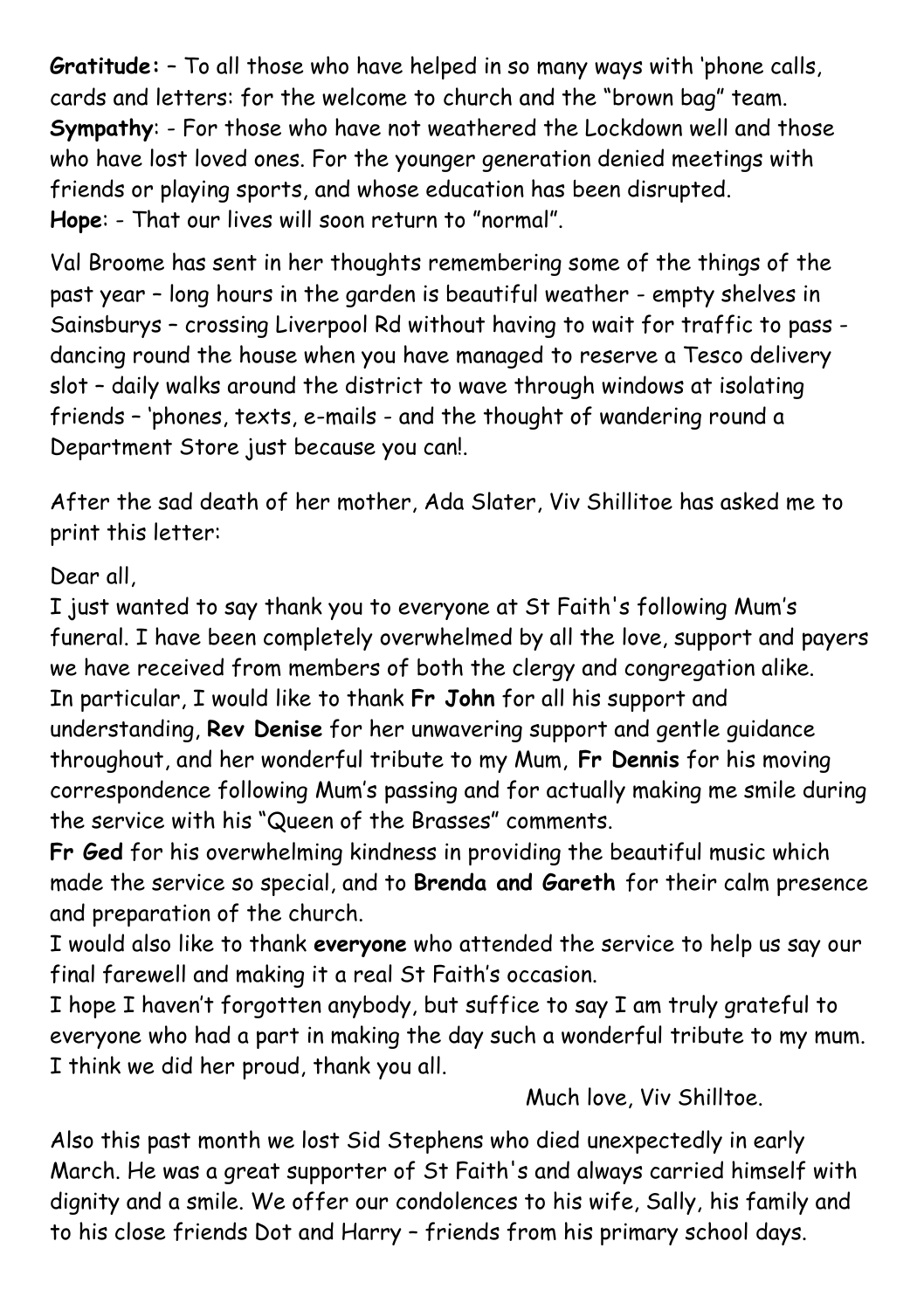**Gratitude:** – To all those who have helped in so many ways with 'phone calls, cards and letters: for the welcome to church and the "brown bag" team.
**Sympathy**: - For those who have not weathered the Lockdown well and those who have lost loved ones. For the younger generation denied meetings with friends or playing sports, and whose education has been disrupted.
**Hope**: - That our lives will soon return to "normal".

Val Broome has sent in her thoughts remembering some of the things of the past year – long hours in the garden is beautiful weather - empty shelves in Sainsburys – crossing Liverpool Rd without having to wait for traffic to pass - dancing round the house when you have managed to reserve a Tesco delivery slot – daily walks around the district to wave through windows at isolating friends – 'phones, texts, e-mails - and the thought of wandering round a Department Store just because you can!.

After the sad death of her mother, Ada Slater, Viv Shillitoe has asked me to print this letter:

Dear all,
I just wanted to say thank you to everyone at St Faith's following Mum's funeral. I have been completely overwhelmed by all the love, support and payers we have received from members of both the clergy and congregation alike.
In particular, I would like to thank **Fr John** for all his support and understanding, **Rev Denise** for her unwavering support and gentle guidance throughout, and her wonderful tribute to my Mum, **Fr Dennis** for his moving correspondence following Mum's passing and for actually making me smile during the service with his "Queen of the Brasses" comments.
**Fr Ged** for his overwhelming kindness in providing the beautiful music which made the service so special, and to **Brenda and Gareth** for their calm presence and preparation of the church.
I would also like to thank **everyone** who attended the service to help us say our final farewell and making it a real St Faith's occasion.
I hope I haven't forgotten anybody, but suffice to say I am truly grateful to everyone who had a part in making the day such a wonderful tribute to my mum.
I think we did her proud, thank you all.

Much love, Viv Shilltoe.

Also this past month we lost Sid Stephens who died unexpectedly in early March. He was a great supporter of St Faith's and always carried himself with dignity and a smile. We offer our condolences to his wife, Sally, his family and to his close friends Dot and Harry – friends from his primary school days.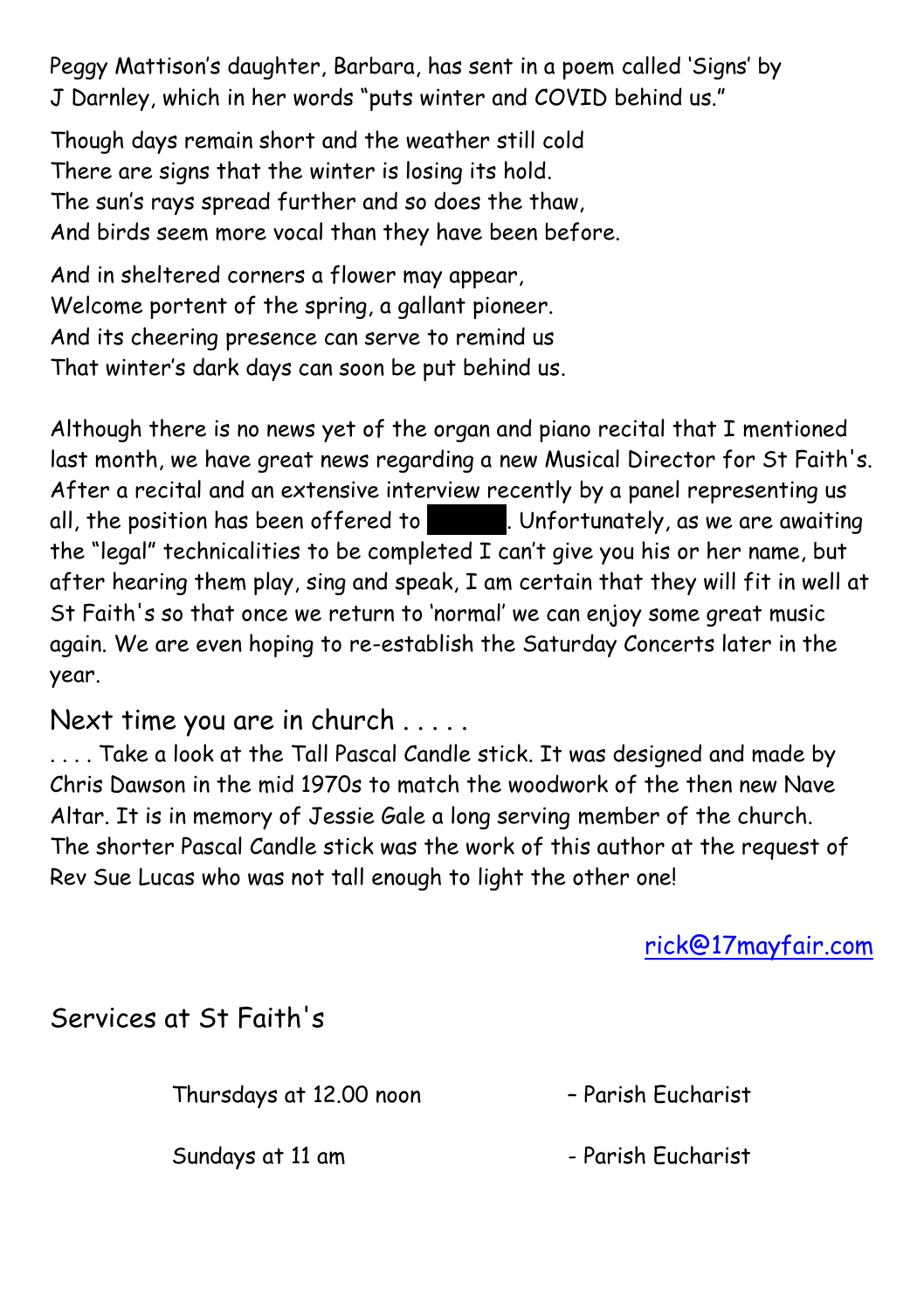Peggy Mattison's daughter, Barbara, has sent in a poem called 'Signs' by J Darnley, which in her words "puts winter and COVID behind us."

Though days remain short and the weather still cold  
There are signs that the winter is losing its hold.  
The sun's rays spread further and so does the thaw,  
And birds seem more vocal than they have been before.

And in sheltered corners a flower may appear,  
Welcome portent of the spring, a gallant pioneer.  
And its cheering presence can serve to remind us  
That winter's dark days can soon be put behind us.

Although there is no news yet of the organ and piano recital that I mentioned last month, we have great news regarding a new Musical Director for St Faith's. After a recital and an extensive interview recently by a panel representing us all, the position has been offered to ██████. Unfortunately, as we are awaiting the "legal" technicalities to be completed I can't give you his or her name, but after hearing them play, sing and speak, I am certain that they will fit in well at St Faith's so that once we return to 'normal' we can enjoy some great music again. We are even hoping to re-establish the Saturday Concerts later in the year.

## Next time you are in church . . . . .

. . . . Take a look at the Tall Pascal Candle stick. It was designed and made by Chris Dawson in the mid 1970s to match the woodwork of the then new Nave Altar. It is in memory of Jessie Gale a long serving member of the church. The shorter Pascal Candle stick was the work of this author at the request of Rev Sue Lucas who was not tall enough to light the other one!

rick@17mayfair.com

## Services at St Faith's

| | |
|---|---|
| Thursdays at 12.00 noon | – Parish Eucharist |
| Sundays at 11 am | - Parish Eucharist |